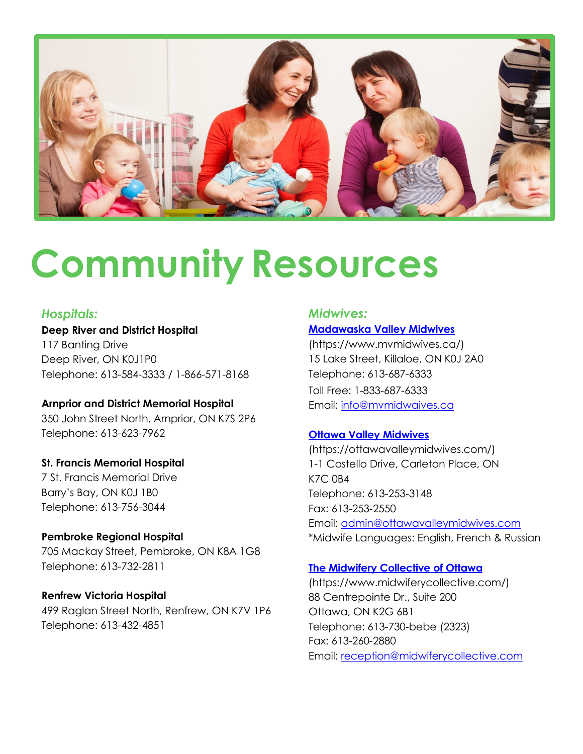# Community Resources

## *Hospitals:*

**Deep River and District Hospital**
117 Banting Drive
Deep River, ON K0J1P0
Telephone: 613-584-3333 / 1-866-571-8168

**Arnprior and District Memorial Hospital**
350 John Street North, Arnprior, ON K7S 2P6
Telephone: 613-623-7962

**St. Francis Memorial Hospital**
7 St. Francis Memorial Drive
Barry's Bay, ON K0J 1B0
Telephone: 613-756-3044

**Pembroke Regional Hospital**
705 Mackay Street, Pembroke, ON K8A 1G8
Telephone: 613-732-2811

**Renfrew Victoria Hospital**
499 Raglan Street North, Renfrew, ON K7V 1P6
Telephone: 613-432-4851

## *Midwives:*

**Madawaska Valley Midwives**
(https://www.mvmidwives.ca/)
15 Lake Street, Killaloe, ON K0J 2A0
Telephone: 613-687-6333
Toll Free: 1-833-687-6333
Email: info@mvmidwaives.ca

**Ottawa Valley Midwives**
(https://ottawavalleymidwives.com/)
1-1 Costello Drive, Carleton Place, ON K7C 0B4
Telephone: 613-253-3148
Fax: 613-253-2550
Email: admin@ottawavalleymidwives.com
*Midwife Languages: English, French & Russian

**The Midwifery Collective of Ottawa**
(https://www.midwiferycollective.com/)
88 Centrepointe Dr., Suite 200
Ottawa, ON K2G 6B1
Telephone: 613-730-bebe (2323)
Fax: 613-260-2880
Email: reception@midwiferycollective.com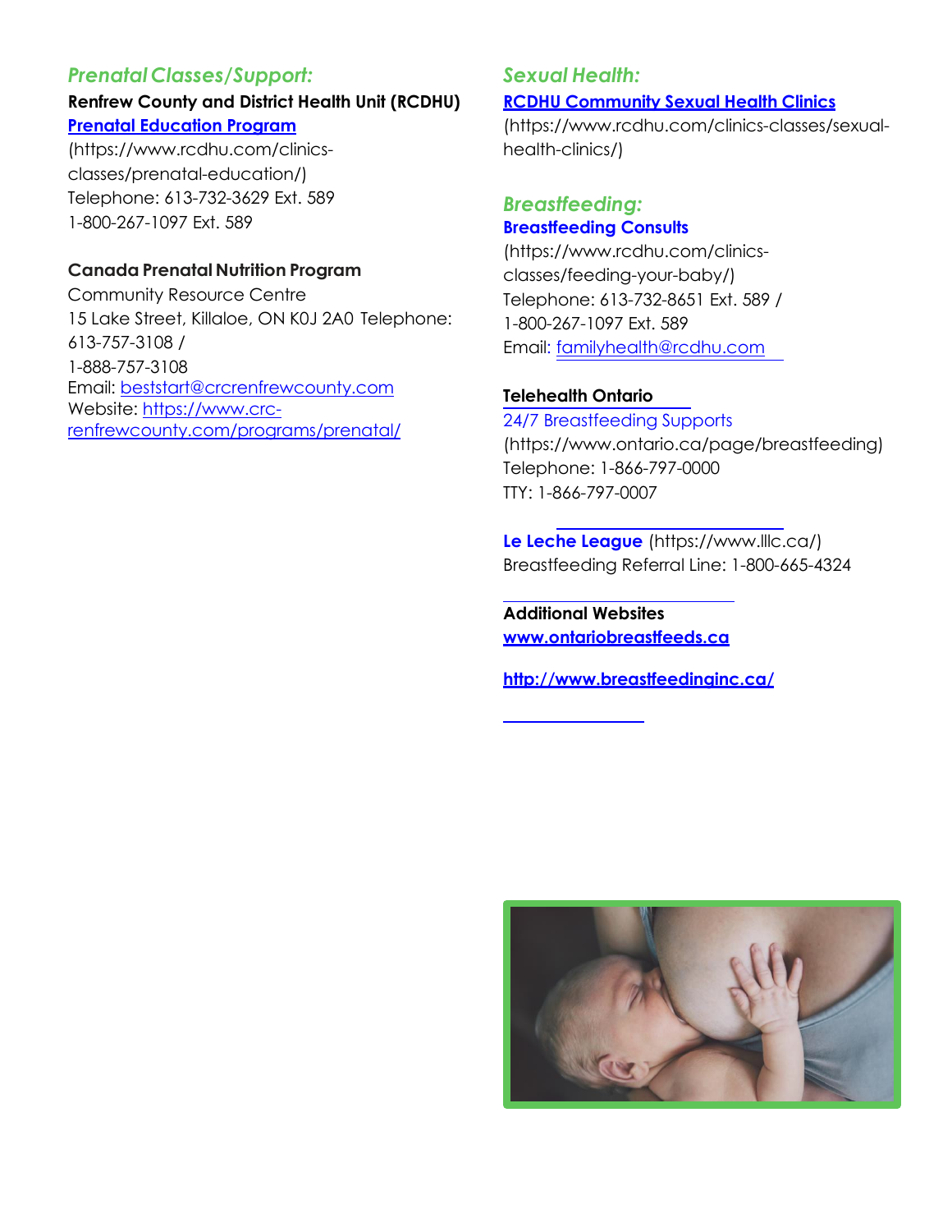## *Prenatal Classes/Support:*

**Renfrew County and District Health Unit (RCDHU)**

**Prenatal Education Program**
(https://www.rcdhu.com/clinics-classes/prenatal-education/)
Telephone: 613-732-3629 Ext. 589
1-800-267-1097 Ext. 589

**Canada Prenatal Nutrition Program**
Community Resource Centre
15 Lake Street, Killaloe, ON K0J 2A0 Telephone: 613-757-3108 /
1-888-757-3108
Email: beststart@crcrenfrewcounty.com
Website: https://www.crc-renfrewcounty.com/programs/prenatal/

## *Sexual Health:*

**RCDHU Community Sexual Health Clinics**
(https://www.rcdhu.com/clinics-classes/sexual-health-clinics/)

## *Breastfeeding:*

**Breastfeeding Consults**
(https://www.rcdhu.com/clinics-classes/feeding-your-baby/)
Telephone: 613-732-8651 Ext. 589 /
1-800-267-1097 Ext. 589
Email: familyhealth@rcdhu.com

**Telehealth Ontario**
24/7 Breastfeeding Supports
(https://www.ontario.ca/page/breastfeeding)
Telephone: 1-866-797-0000
TTY: 1-866-797-0007

**Le Leche League** (https://www.lllc.ca/)
Breastfeeding Referral Line: 1-800-665-4324

**Additional Websites**
**www.ontariobreastfeeds.ca**

**http://www.breastfeedinginc.ca/**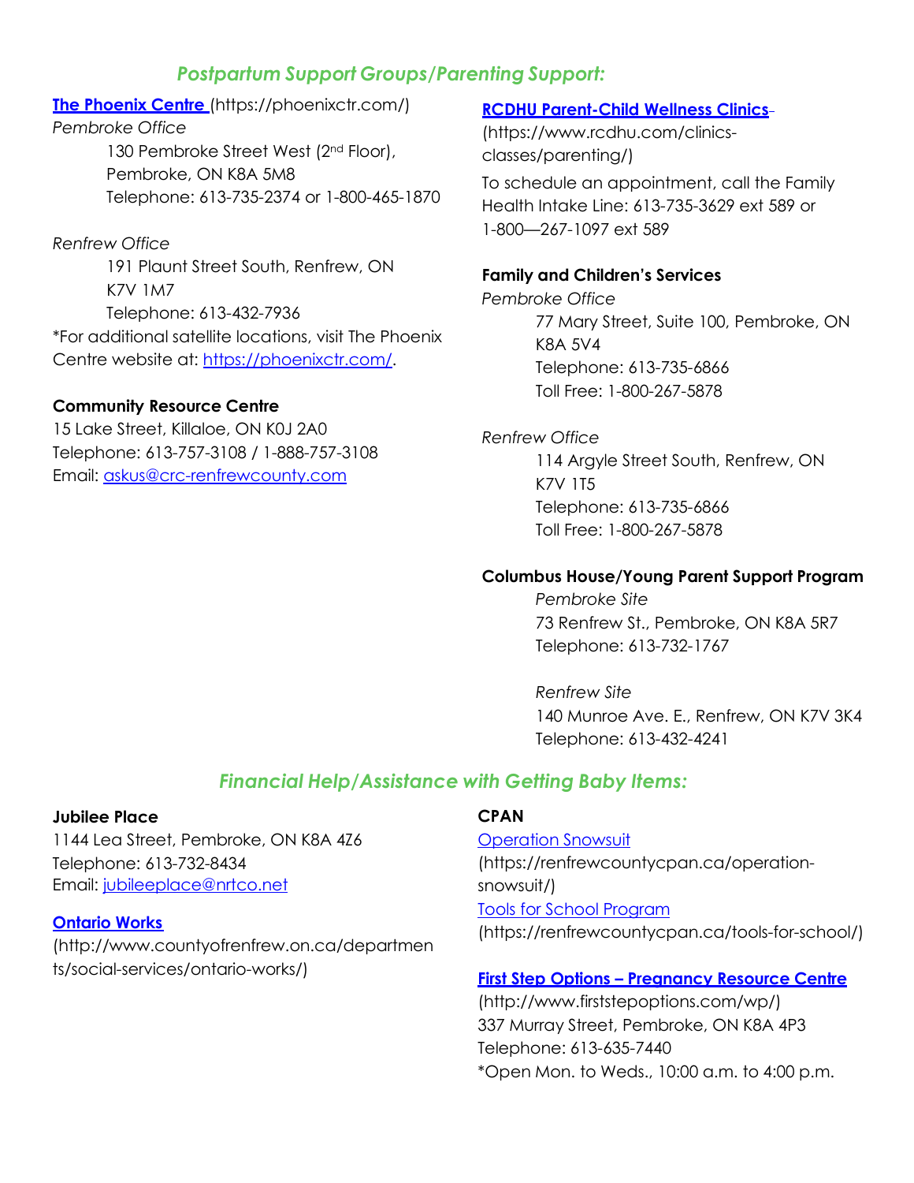## *Postpartum Support Groups/Parenting Support:*

**The Phoenix Centre** (https://phoenixctr.com/)

*Pembroke Office*

130 Pembroke Street West (2nd Floor), Pembroke, ON K8A 5M8
Telephone: 613-735-2374 or 1-800-465-1870

*Renfrew Office*

191 Plaunt Street South, Renfrew, ON K7V 1M7
Telephone: 613-432-7936

*For additional satellite locations, visit The Phoenix Centre website at: https://phoenixctr.com/.

**Community Resource Centre**

15 Lake Street, Killaloe, ON K0J 2A0
Telephone: 613-757-3108 / 1-888-757-3108
Email: askus@crc-renfrewcounty.com

**RCDHU Parent-Child Wellness Clinics**- (https://www.rcdhu.com/clinics-classes/parenting/)

To schedule an appointment, call the Family Health Intake Line: 613-735-3629 ext 589 or 1-800—267-1097 ext 589

**Family and Children's Services**

*Pembroke Office*

77 Mary Street, Suite 100, Pembroke, ON K8A 5V4
Telephone: 613-735-6866
Toll Free: 1-800-267-5878

*Renfrew Office*

114 Argyle Street South, Renfrew, ON K7V 1T5
Telephone: 613-735-6866
Toll Free: 1-800-267-5878

**Columbus House/Young Parent Support Program**

*Pembroke Site*

73 Renfrew St., Pembroke, ON K8A 5R7
Telephone: 613-732-1767

*Renfrew Site*

140 Munroe Ave. E., Renfrew, ON K7V 3K4
Telephone: 613-432-4241

## *Financial Help/Assistance with Getting Baby Items:*

**Jubilee Place**

1144 Lea Street, Pembroke, ON K8A 4Z6
Telephone: 613-732-8434
Email: jubileeplace@nrtco.net

**Ontario Works**

(http://www.countyofrenfrew.on.ca/departments/social-services/ontario-works/)

**CPAN**

Operation Snowsuit
(https://renfrewcountycpan.ca/operation-snowsuit/)

Tools for School Program
(https://renfrewcountycpan.ca/tools-for-school/)

**First Step Options – Pregnancy Resource Centre**

(http://www.firststepoptions.com/wp/)
337 Murray Street, Pembroke, ON K8A 4P3
Telephone: 613-635-7440
*Open Mon. to Weds., 10:00 a.m. to 4:00 p.m.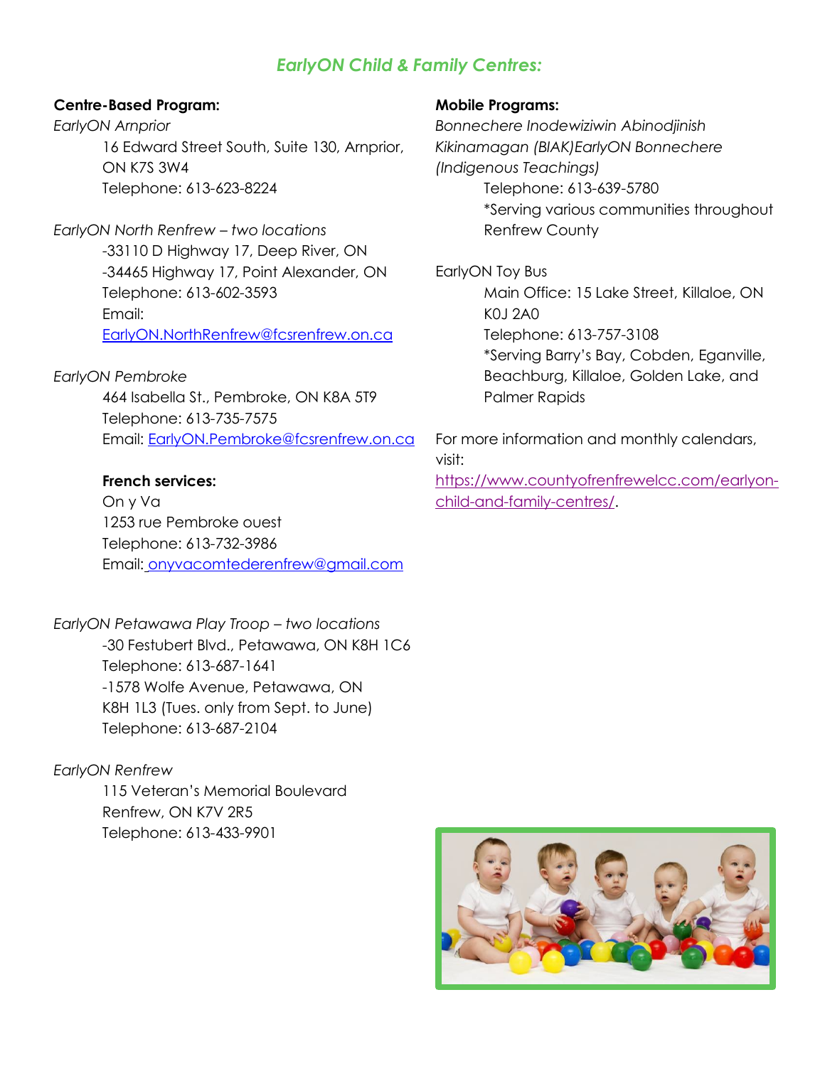## *EarlyON Child & Family Centres:*

**Centre-Based Program:**

*EarlyON Arnprior*

16 Edward Street South, Suite 130, Arnprior, ON K7S 3W4
Telephone: 613-623-8224

*EarlyON North Renfrew – two locations*

-33110 D Highway 17, Deep River, ON
-34465 Highway 17, Point Alexander, ON
Telephone: 613-602-3593
Email: EarlyON.NorthRenfrew@fcsrenfrew.on.ca

*EarlyON Pembroke*

464 Isabella St., Pembroke, ON K8A 5T9
Telephone: 613-735-7575
Email: EarlyON.Pembroke@fcsrenfrew.on.ca

**French services:**

On y Va
1253 rue Pembroke ouest
Telephone: 613-732-3986
Email: onyvacomtederenfrew@gmail.com

*EarlyON Petawawa Play Troop – two locations*

-30 Festubert Blvd., Petawawa, ON K8H 1C6
Telephone: 613-687-1641
-1578 Wolfe Avenue, Petawawa, ON K8H 1L3 (Tues. only from Sept. to June)
Telephone: 613-687-2104

*EarlyON Renfrew*

115 Veteran's Memorial Boulevard
Renfrew, ON K7V 2R5
Telephone: 613-433-9901

**Mobile Programs:**

*Bonnechere Inodewiziwin Abinodjinish Kikinamagan (BIAK)EarlyON Bonnechere (Indigenous Teachings)*

Telephone: 613-639-5780
*Serving various communities throughout Renfrew County

EarlyON Toy Bus

Main Office: 15 Lake Street, Killaloe, ON K0J 2A0
Telephone: 613-757-3108
*Serving Barry's Bay, Cobden, Eganville, Beachburg, Killaloe, Golden Lake, and Palmer Rapids

For more information and monthly calendars, visit: https://www.countyofrenfrewelcc.com/earlyon-child-and-family-centres/.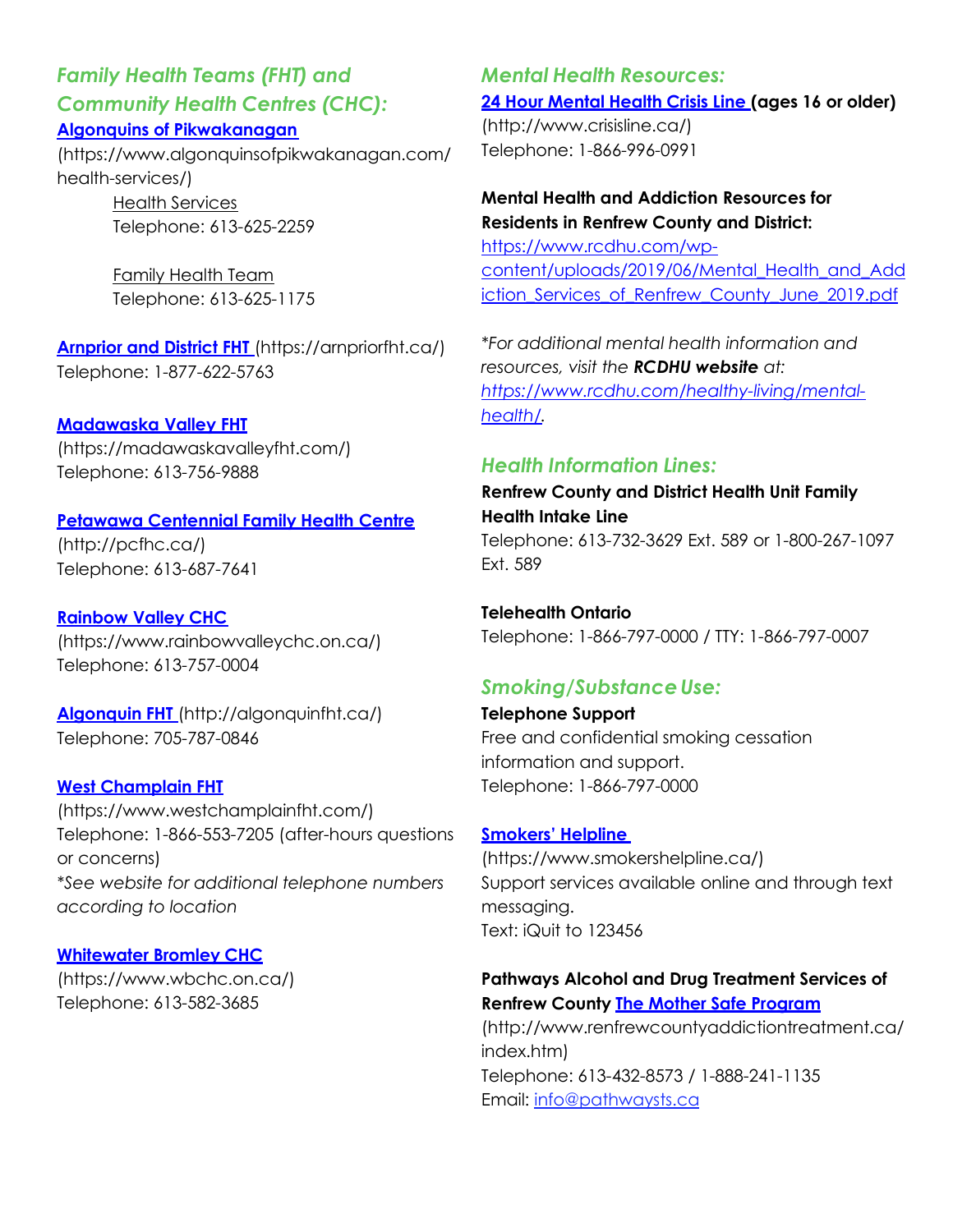## *Family Health Teams (FHT) and Community Health Centres (CHC):*

**Algonquins of Pikwakanagan**
(https://www.algonquinsofpikwakanagan.com/health-services/)

Health Services
Telephone: 613-625-2259

Family Health Team
Telephone: 613-625-1175

**Arnprior and District FHT** (https://arnpriorfht.ca/)
Telephone: 1-877-622-5763

**Madawaska Valley FHT**
(https://madawaskavalleyfht.com/)
Telephone: 613-756-9888

**Petawawa Centennial Family Health Centre**
(http://pcfhc.ca/)
Telephone: 613-687-7641

**Rainbow Valley CHC**
(https://www.rainbowvalleychc.on.ca/)
Telephone: 613-757-0004

**Algonquin FHT** (http://algonquinfht.ca/)
Telephone: 705-787-0846

**West Champlain FHT**
(https://www.westchamplainfht.com/)
Telephone: 1-866-553-7205 (after-hours questions or concerns)
*\*See website for additional telephone numbers according to location*

**Whitewater Bromley CHC**
(https://www.wbchc.on.ca/)
Telephone: 613-582-3685

## *Mental Health Resources:*

**24 Hour Mental Health Crisis Line (ages 16 or older)**
(http://www.crisisline.ca/)
Telephone: 1-866-996-0991

**Mental Health and Addiction Resources for Residents in Renfrew County and District:**
https://www.rcdhu.com/wp-content/uploads/2019/06/Mental_Health_and_Addiction_Services_of_Renfrew_County_June_2019.pdf

*\*For additional mental health information and resources, visit the **RCDHU website** at: https://www.rcdhu.com/healthy-living/mental-health/.*

## *Health Information Lines:*

**Renfrew County and District Health Unit Family Health Intake Line**
Telephone: 613-732-3629 Ext. 589 or 1-800-267-1097 Ext. 589

**Telehealth Ontario**
Telephone: 1-866-797-0000 / TTY: 1-866-797-0007

## *Smoking/Substance Use:*

**Telephone Support**
Free and confidential smoking cessation information and support.
Telephone: 1-866-797-0000

**Smokers' Helpline**
(https://www.smokershelpline.ca/)
Support services available online and through text messaging.
Text: iQuit to 123456

**Pathways Alcohol and Drug Treatment Services of Renfrew County The Mother Safe Program**
(http://www.renfrewcountyaddictiontreatment.ca/index.htm)
Telephone: 613-432-8573 / 1-888-241-1135
Email: info@pathwaysts.ca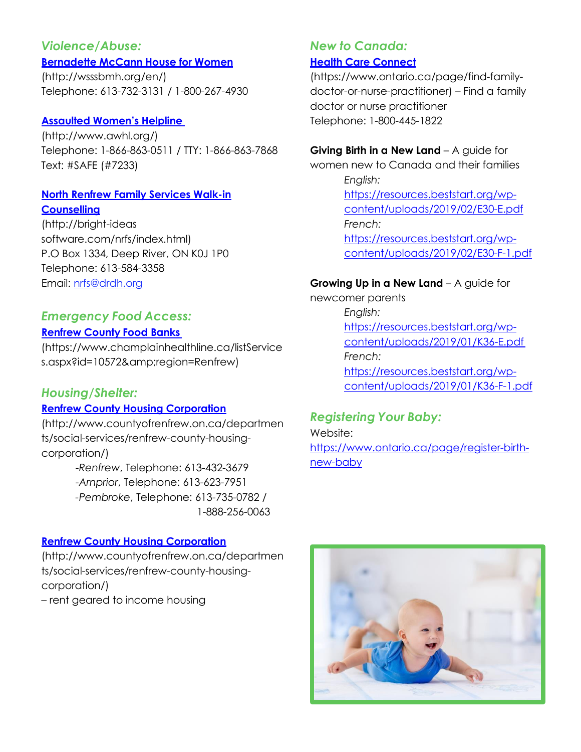## *Violence/Abuse:*

**Bernadette McCann House for Women**
(http://wsssbmh.org/en/)
Telephone: 613-732-3131 / 1-800-267-4930

**Assaulted Women's Helpline**
(http://www.awhl.org/)
Telephone: 1-866-863-0511 / TTY: 1-866-863-7868
Text: #SAFE (#7233)

**North Renfrew Family Services Walk-in Counselling**
(http://bright-ideas software.com/nrfs/index.html)
P.O Box 1334, Deep River, ON K0J 1P0
Telephone: 613-584-3358
Email: nrfs@drdh.org

## *Emergency Food Access:*

**Renfrew County Food Banks**
(https://www.champlainhealthline.ca/listServices.aspx?id=10572&amp;region=Renfrew)

## *Housing/Shelter:*

**Renfrew County Housing Corporation**
(http://www.countyofrenfrew.on.ca/departments/social-services/renfrew-county-housing-corporation/)

- *Renfrew*, Telephone: 613-432-3679
- *Arnprior*, Telephone: 613-623-7951
- *Pembroke*, Telephone: 613-735-0782 / 1-888-256-0063

**Renfrew County Housing Corporation**
(http://www.countyofrenfrew.on.ca/departments/social-services/renfrew-county-housing-corporation/)
– rent geared to income housing

## *New to Canada:*

**Health Care Connect**
(https://www.ontario.ca/page/find-family-doctor-or-nurse-practitioner) – Find a family doctor or nurse practitioner
Telephone: 1-800-445-1822

**Giving Birth in a New Land** – A guide for women new to Canada and their families

*English:*
https://resources.beststart.org/wp-content/uploads/2019/02/E30-E.pdf
*French:*
https://resources.beststart.org/wp-content/uploads/2019/02/E30-F-1.pdf

**Growing Up in a New Land** – A guide for newcomer parents

*English:*
https://resources.beststart.org/wp-content/uploads/2019/01/K36-E.pdf
*French:*
https://resources.beststart.org/wp-content/uploads/2019/01/K36-F-1.pdf

## *Registering Your Baby:*

Website:
https://www.ontario.ca/page/register-birth-new-baby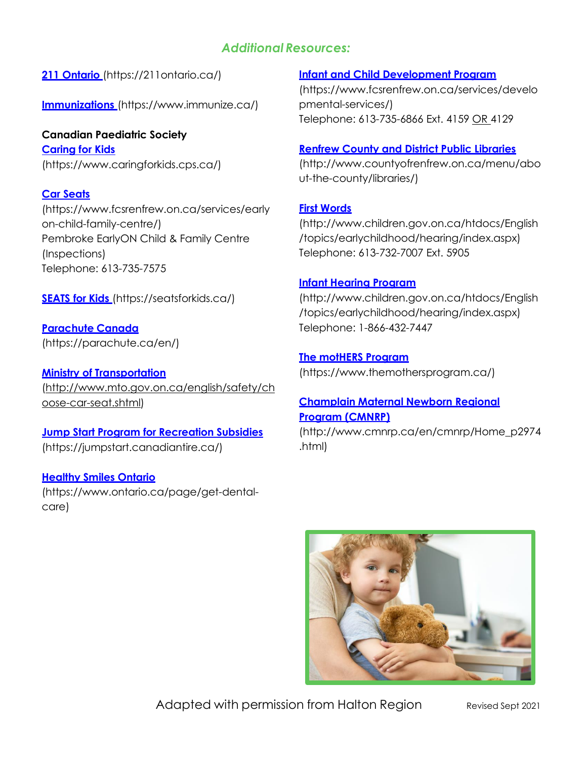## *Additional Resources:*

**211 Ontario** (https://211ontario.ca/)

**Immunizations** (https://www.immunize.ca/)

**Canadian Paediatric Society**
**Caring for Kids**
(https://www.caringforkids.cps.ca/)

**Car Seats**
(https://www.fcsrenfrew.on.ca/services/earlyon-child-family-centre/)
Pembroke EarlyON Child & Family Centre (Inspections)
Telephone: 613-735-7575

**SEATS for Kids** (https://seatsforkids.ca/)

**Parachute Canada**
(https://parachute.ca/en/)

**Ministry of Transportation**
(http://www.mto.gov.on.ca/english/safety/choose-car-seat.shtml)

**Jump Start Program for Recreation Subsidies**
(https://jumpstart.canadiantire.ca/)

**Healthy Smiles Ontario**
(https://www.ontario.ca/page/get-dental-care)

**Infant and Child Development Program**
(https://www.fcsrenfrew.on.ca/services/developmental-services/)
Telephone: 613-735-6866 Ext. 4159 OR 4129

**Renfrew County and District Public Libraries**
(http://www.countyofrenfrew.on.ca/menu/about-the-county/libraries/)

**First Words**
(http://www.children.gov.on.ca/htdocs/English/topics/earlychildhood/hearing/index.aspx)
Telephone: 613-732-7007 Ext. 5905

**Infant Hearing Program**
(http://www.children.gov.on.ca/htdocs/English/topics/earlychildhood/hearing/index.aspx)
Telephone: 1-866-432-7447

**The motHERS Program**
(https://www.themothersprogram.ca/)

**Champlain Maternal Newborn Regional Program (CMNRP)**
(http://www.cmnrp.ca/en/cmnrp/Home_p2974.html)

Adapted with permission from Halton Region

Revised Sept 2021